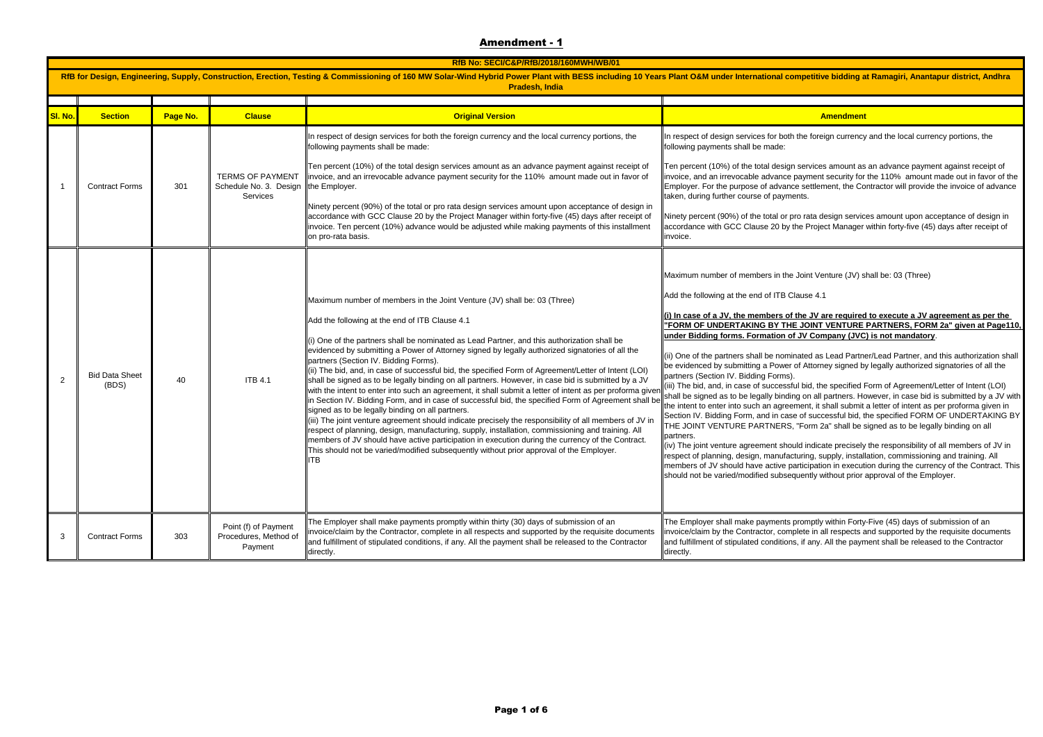# Amendment - 1

| RfB No: SECI/C&P/RfB/2018/160MWH/WB/01 | | | | | |
|---|---|---|---|---|---|
| RfB for Design, Engineering, Supply, Construction, Erection, Testing & Commissioning of 160 MW Solar-Wind Hybrid Power Plant with BESS including 10 Years Plant O&M under International competitive bidding at Ramagiri, Anantapur district, Andhra Pradesh, India | | | | | |
| **Sl. No.** | **Section** | **Page No.** | **Clause** | **Original Version** | **Amendment** |
| 1 | Contract Forms | 301 | TERMS OF PAYMENT Schedule No. 3. Design Services | In respect of design services for both the foreign currency and the local currency portions, the following payments shall be made:<br><br>Ten percent (10%) of the total design services amount as an advance payment against receipt of invoice, and an irrevocable advance payment security for the 110% amount made out in favor of the Employer.<br><br>Ninety percent (90%) of the total or pro rata design services amount upon acceptance of design in accordance with GCC Clause 20 by the Project Manager within forty-five (45) days after receipt of invoice. Ten percent (10%) advance would be adjusted while making payments of this installment on pro-rata basis. | In respect of design services for both the foreign currency and the local currency portions, the following payments shall be made:<br><br>Ten percent (10%) of the total design services amount as an advance payment against receipt of invoice, and an irrevocable advance payment security for the 110% amount made out in favor of the Employer. For the purpose of advance settlement, the Contractor will provide the invoice of advance taken, during further course of payments.<br><br>Ninety percent (90%) of the total or pro rata design services amount upon acceptance of design in accordance with GCC Clause 20 by the Project Manager within forty-five (45) days after receipt of invoice. |
| 2 | Bid Data Sheet (BDS) | 40 | ITB 4.1 | Maximum number of members in the Joint Venture (JV) shall be: 03 (Three)<br><br>Add the following at the end of ITB Clause 4.1<br><br>(i) One of the partners shall be nominated as Lead Partner, and this authorization shall be evidenced by submitting a Power of Attorney signed by legally authorized signatories of all the partners (Section IV. Bidding Forms).<br>(ii) The bid, and, in case of successful bid, the specified Form of Agreement/Letter of Intent (LOI) shall be signed as to be legally binding on all partners. However, in case bid is submitted by a JV with the intent to enter into such an agreement, it shall submit a letter of intent as per proforma given in Section IV. Bidding Form, and in case of successful bid, the specified Form of Agreement shall be signed as to be legally binding on all partners.<br>(iii) The joint venture agreement should indicate precisely the responsibility of all members of JV in respect of planning, design, manufacturing, supply, installation, commissioning and training. All members of JV should have active participation in execution during the currency of the Contract. This should not be varied/modified subsequently without prior approval of the Employer.<br>ITB | Maximum number of members in the Joint Venture (JV) shall be: 03 (Three)<br><br>Add the following at the end of ITB Clause 4.1<br><br>**(i) In case of a JV, the members of the JV are required to execute a JV agreement as per the "FORM OF UNDERTAKING BY THE JOINT VENTURE PARTNERS, FORM 2a" given at Page110, under Bidding forms. Formation of JV Company (JVC) is not mandatory**.<br><br>(ii) One of the partners shall be nominated as Lead Partner/Lead Partner, and this authorization shall be evidenced by submitting a Power of Attorney signed by legally authorized signatories of all the partners (Section IV. Bidding Forms).<br>(iii) The bid, and, in case of successful bid, the specified Form of Agreement/Letter of Intent (LOI) shall be signed as to be legally binding on all partners. However, in case bid is submitted by a JV with the intent to enter into such an agreement, it shall submit a letter of intent as per proforma given in Section IV. Bidding Form, and in case of successful bid, the specified FORM OF UNDERTAKING BY THE JOINT VENTURE PARTNERS, "Form 2a" shall be signed as to be legally binding on all partners.<br>(iv) The joint venture agreement should indicate precisely the responsibility of all members of JV in respect of planning, design, manufacturing, supply, installation, commissioning and training. All members of JV should have active participation in execution during the currency of the Contract. This should not be varied/modified subsequently without prior approval of the Employer. |
| 3 | Contract Forms | 303 | Point (f) of Payment Procedures, Method of Payment | The Employer shall make payments promptly within thirty (30) days of submission of an invoice/claim by the Contractor, complete in all respects and supported by the requisite documents and fulfillment of stipulated conditions, if any. All the payment shall be released to the Contractor directly. | The Employer shall make payments promptly within Forty-Five (45) days of submission of an invoice/claim by the Contractor, complete in all respects and supported by the requisite documents and fulfillment of stipulated conditions, if any. All the payment shall be released to the Contractor directly. |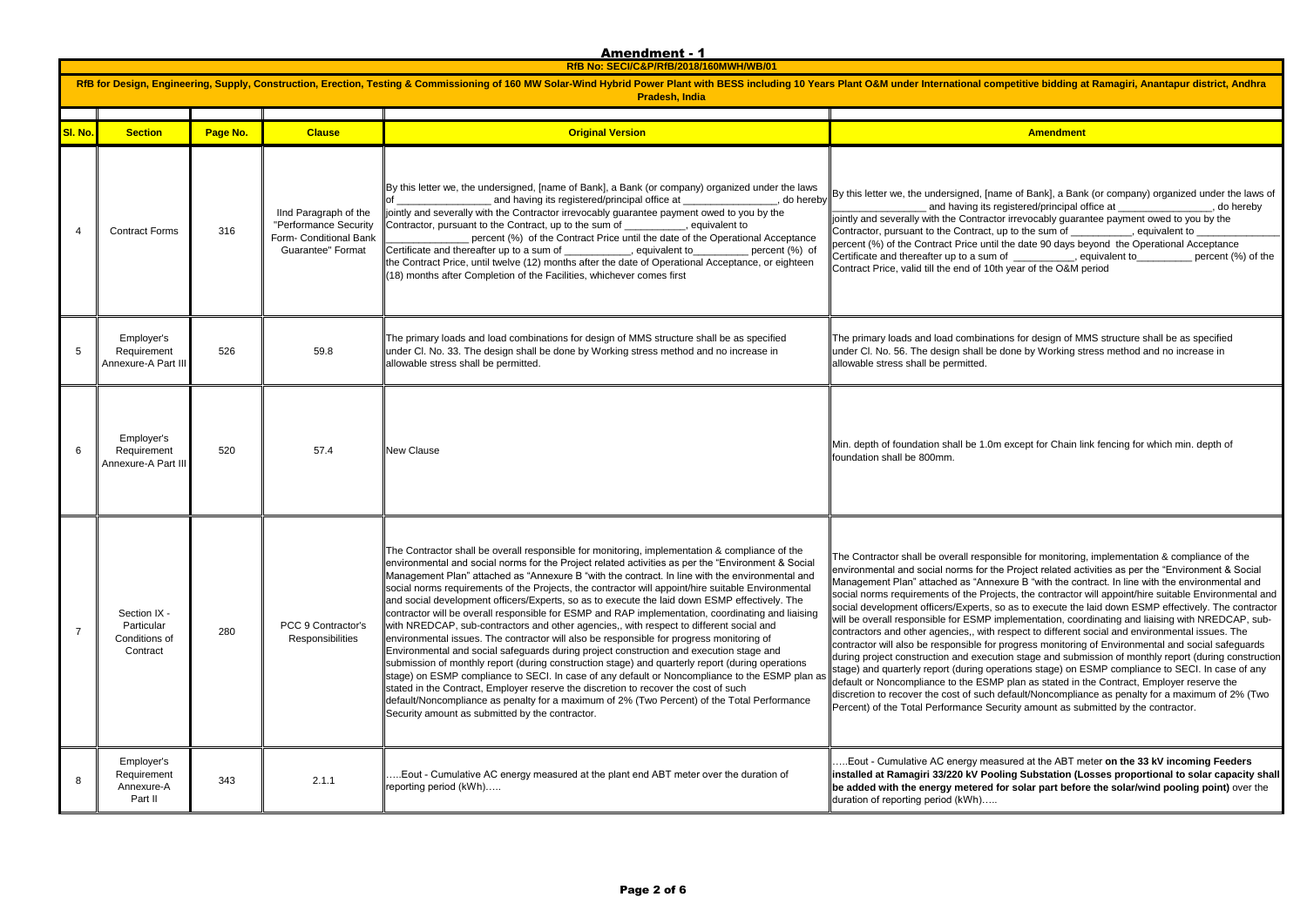# Amendment - 1

**RfB No: SECI/C&P/RfB/2018/160MWH/WB/01**

**RfB for Design, Engineering, Supply, Construction, Erection, Testing & Commissioning of 160 MW Solar-Wind Hybrid Power Plant with BESS including 10 Years Plant O&M under International competitive bidding at Ramagiri, Anantapur district, Andhra Pradesh, India**

| Sl. No. | Section | Page No. | Clause | Original Version | Amendment |
|---|---|---|---|---|---|
| 4 | Contract Forms | 316 | IInd Paragraph of the "Performance Security Form- Conditional Bank Guarantee" Format | By this letter we, the undersigned, [name of Bank], a Bank (or company) organized under the laws of ________________ and having its registered/principal office at ________________, do hereby jointly and severally with the Contractor irrevocably guarantee payment owed to you by the Contractor, pursuant to the Contract, up to the sum of ___________, equivalent to ______________ percent (%) of the Contract Price until the date of the Operational Acceptance Certificate and thereafter up to a sum of ___________, equivalent to_________ percent (%) of the Contract Price, until twelve (12) months after the date of Operational Acceptance, or eighteen (18) months after Completion of the Facilities, whichever comes first | By this letter we, the undersigned, [name of Bank], a Bank (or company) organized under the laws of ________________ and having its registered/principal office at ________________, do hereby jointly and severally with the Contractor irrevocably guarantee payment owed to you by the Contractor, pursuant to the Contract, up to the sum of ___________, equivalent to ______________ percent (%) of the Contract Price until the date 90 days beyond the Operational Acceptance Certificate and thereafter up to a sum of ___________, equivalent to_________ percent (%) of the Contract Price, valid till the end of 10th year of the O&M period |
| 5 | Employer's Requirement Annexure-A Part III | 526 | 59.8 | The primary loads and load combinations for design of MMS structure shall be as specified under Cl. No. 33. The design shall be done by Working stress method and no increase in allowable stress shall be permitted. | The primary loads and load combinations for design of MMS structure shall be as specified under Cl. No. 56. The design shall be done by Working stress method and no increase in allowable stress shall be permitted. |
| 6 | Employer's Requirement Annexure-A Part III | 520 | 57.4 | New Clause | Min. depth of foundation shall be 1.0m except for Chain link fencing for which min. depth of foundation shall be 800mm. |
| 7 | Section IX - Particular Conditions of Contract | 280 | PCC 9 Contractor's Responsibilities | The Contractor shall be overall responsible for monitoring, implementation & compliance of the environmental and social norms for the Project related activities as per the "Environment & Social Management Plan" attached as "Annexure B "with the contract. In line with the environmental and social norms requirements of the Projects, the contractor will appoint/hire suitable Environmental and social development officers/Experts, so as to execute the laid down ESMP effectively. The contractor will be overall responsible for ESMP and RAP implementation, coordinating and liaising with NREDCAP, sub-contractors and other agencies, with respect to different social and environmental issues. The contractor will also be responsible for progress monitoring of Environmental and social safeguards during project construction and execution stage and submission of monthly report (during construction stage) and quarterly report (during operations stage) on ESMP compliance to SECI. In case of any default or Noncompliance to the ESMP plan as stated in the Contract, Employer reserve the discretion to recover the cost of such default/Noncompliance as penalty for a maximum of 2% (Two Percent) of the Total Performance Security amount as submitted by the contractor. | The Contractor shall be overall responsible for monitoring, implementation & compliance of the environmental and social norms for the Project related activities as per the "Environment & Social Management Plan" attached as "Annexure B "with the contract. In line with the environmental and social norms requirements of the Projects, the contractor will appoint/hire suitable Environmental and social development officers/Experts, so as to execute the laid down ESMP effectively. The contractor will be overall responsible for ESMP implementation, coordinating and liaising with NREDCAP, sub-contractors and other agencies,, with respect to different social and environmental issues. The contractor will also be responsible for progress monitoring of Environmental and social safeguards during project construction and execution stage and submission of monthly report (during construction stage) and quarterly report (during operations stage) on ESMP compliance to SECI. In case of any default or Noncompliance to the ESMP plan as stated in the Contract, Employer reserve the discretion to recover the cost of such default/Noncompliance as penalty for a maximum of 2% (Two Percent) of the Total Performance Security amount as submitted by the contractor. |
| 8 | Employer's Requirement Annexure-A Part II | 343 | 2.1.1 | …..Eout - Cumulative AC energy measured at the plant end ABT meter over the duration of reporting period (kWh)….. | …..Eout - Cumulative AC energy measured at the ABT meter **on the 33 kV incoming Feeders installed at Ramagiri 33/220 kV Pooling Substation (Losses proportional to solar capacity shall be added with the energy metered for solar part before the solar/wind pooling point)** over the duration of reporting period (kWh)….. |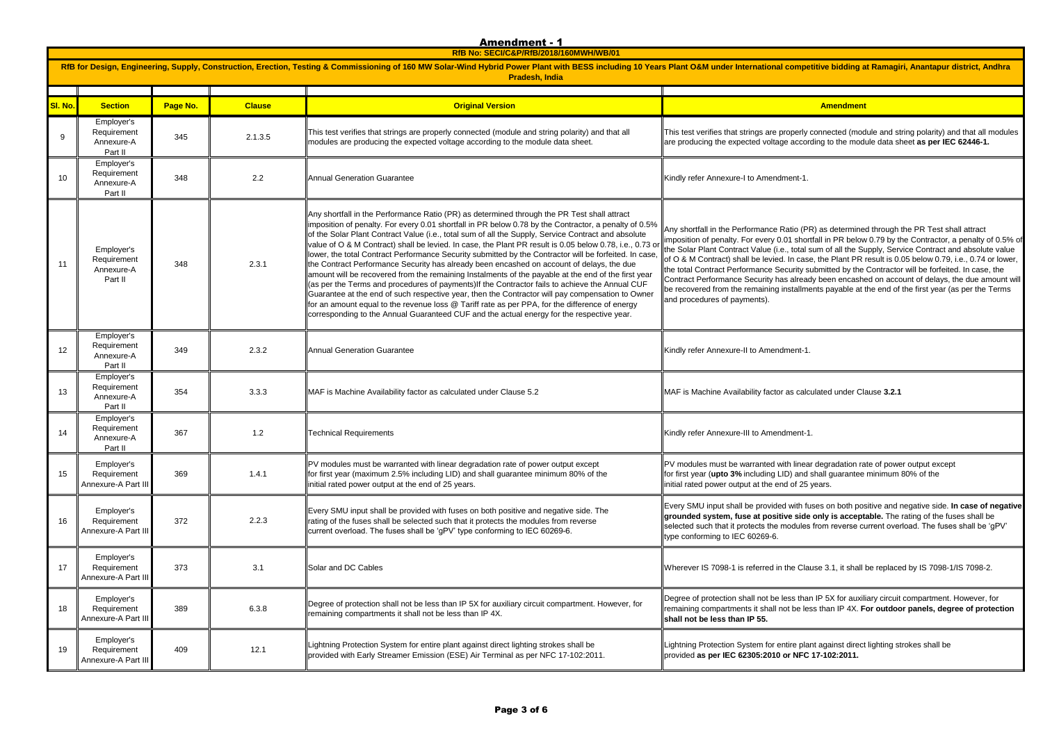# Amendment - 1

**RfB No: SECI/C&P/RfB/2018/160MWH/WB/01**

**RfB for Design, Engineering, Supply, Construction, Erection, Testing & Commissioning of 160 MW Solar-Wind Hybrid Power Plant with BESS including 10 Years Plant O&M under International competitive bidding at Ramagiri, Anantapur district, Andhra Pradesh, India**

| Sl. No. | Section | Page No. | Clause | Original Version | Amendment |
|---|---|---|---|---|---|
| 9 | Employer's Requirement Annexure-A Part II | 345 | 2.1.3.5 | This test verifies that strings are properly connected (module and string polarity) and that all modules are producing the expected voltage according to the module data sheet. | This test verifies that strings are properly connected (module and string polarity) and that all modules are producing the expected voltage according to the module data sheet **as per IEC 62446-1.** |
| 10 | Employer's Requirement Annexure-A Part II | 348 | 2.2 | Annual Generation Guarantee | Kindly refer Annexure-I to Amendment-1. |
| 11 | Employer's Requirement Annexure-A Part II | 348 | 2.3.1 | Any shortfall in the Performance Ratio (PR) as determined through the PR Test shall attract imposition of penalty. For every 0.01 shortfall in PR below 0.78 by the Contractor, a penalty of 0.5% of the Solar Plant Contract Value (i.e., total sum of all the Supply, Service Contract and absolute value of O & M Contract) shall be levied. In case, the Plant PR result is 0.05 below 0.78, i.e., 0.73 or lower, the total Contract Performance Security submitted by the Contractor will be forfeited. In case, the Contract Performance Security has already been encashed on account of delays, the due amount will be recovered from the remaining Instalments of the payable at the end of the first year (as per the Terms and procedures of payments)If the Contractor fails to achieve the Annual CUF Guarantee at the end of such respective year, then the Contractor will pay compensation to Owner for an amount equal to the revenue loss @ Tariff rate as per PPA, for the difference of energy corresponding to the Annual Guaranteed CUF and the actual energy for the respective year. | Any shortfall in the Performance Ratio (PR) as determined through the PR Test shall attract imposition of penalty. For every 0.01 shortfall in PR below 0.79 by the Contractor, a penalty of 0.5% of the Solar Plant Contract Value (i.e., total sum of all the Supply, Service Contract and absolute value of O & M Contract) shall be levied. In case, the Plant PR result is 0.05 below 0.79, i.e., 0.74 or lower, the total Contract Performance Security submitted by the Contractor will be forfeited. In case, the Contract Performance Security has already been encashed on account of delays, the due amount will be recovered from the remaining installments payable at the end of the first year (as per the Terms and procedures of payments). |
| 12 | Employer's Requirement Annexure-A Part II | 349 | 2.3.2 | Annual Generation Guarantee | Kindly refer Annexure-II to Amendment-1. |
| 13 | Employer's Requirement Annexure-A Part II | 354 | 3.3.3 | MAF is Machine Availability factor as calculated under Clause 5.2 | MAF is Machine Availability factor as calculated under Clause **3.2.1** |
| 14 | Employer's Requirement Annexure-A Part II | 367 | 1.2 | Technical Requirements | Kindly refer Annexure-III to Amendment-1. |
| 15 | Employer's Requirement Annexure-A Part III | 369 | 1.4.1 | PV modules must be warranted with linear degradation rate of power output except for first year (maximum 2.5% including LID) and shall guarantee minimum 80% of the initial rated power output at the end of 25 years. | PV modules must be warranted with linear degradation rate of power output except for first year (**upto 3%** including LID) and shall guarantee minimum 80% of the initial rated power output at the end of 25 years. |
| 16 | Employer's Requirement Annexure-A Part III | 372 | 2.2.3 | Every SMU input shall be provided with fuses on both positive and negative side. The rating of the fuses shall be selected such that it protects the modules from reverse current overload. The fuses shall be 'gPV' type conforming to IEC 60269-6. | Every SMU input shall be provided with fuses on both positive and negative side. **In case of negative grounded system, fuse at positive side only is acceptable.** The rating of the fuses shall be selected such that it protects the modules from reverse current overload. The fuses shall be 'gPV' type conforming to IEC 60269-6. |
| 17 | Employer's Requirement Annexure-A Part III | 373 | 3.1 | Solar and DC Cables | Wherever IS 7098-1 is referred in the Clause 3.1, it shall be replaced by IS 7098-1/IS 7098-2. |
| 18 | Employer's Requirement Annexure-A Part III | 389 | 6.3.8 | Degree of protection shall not be less than IP 5X for auxiliary circuit compartment. However, for remaining compartments it shall not be less than IP 4X. | Degree of protection shall not be less than IP 5X for auxiliary circuit compartment. However, for remaining compartments it shall not be less than IP 4X. **For outdoor panels, degree of protection shall not be less than IP 55.** |
| 19 | Employer's Requirement Annexure-A Part III | 409 | 12.1 | Lightning Protection System for entire plant against direct lighting strokes shall be provided with Early Streamer Emission (ESE) Air Terminal as per NFC 17-102:2011. | Lightning Protection System for entire plant against direct lighting strokes shall be provided **as per IEC 62305:2010 or NFC 17-102:2011.** |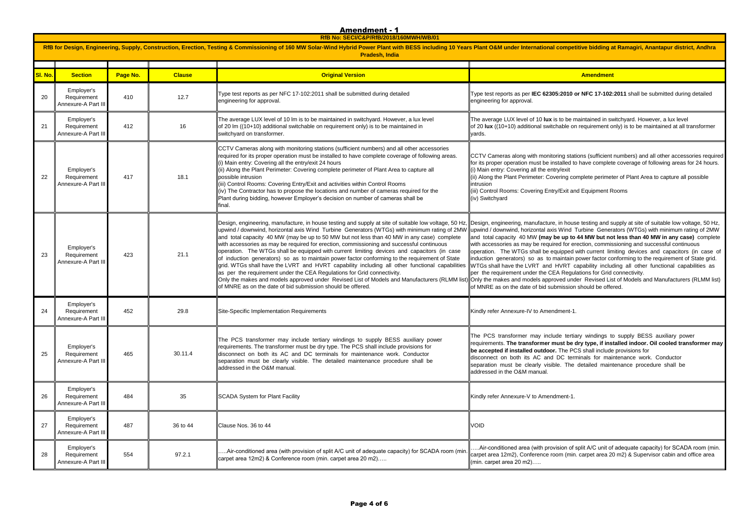# Amendment - 1

**RfB No: SECI/C&P/RfB/2018/160MWH/WB/01**

**RfB for Design, Engineering, Supply, Construction, Erection, Testing & Commissioning of 160 MW Solar-Wind Hybrid Power Plant with BESS including 10 Years Plant O&M under International competitive bidding at Ramagiri, Anantapur district, Andhra Pradesh, India**

| Sl. No. | Section | Page No. | Clause | Original Version | Amendment |
|---|---|---|---|---|---|
| 20 | Employer's Requirement Annexure-A Part III | 410 | 12.7 | Type test reports as per NFC 17-102:2011 shall be submitted during detailed engineering for approval. | Type test reports as per **IEC 62305:2010 or NFC 17-102:2011** shall be submitted during detailed engineering for approval. |
| 21 | Employer's Requirement Annexure-A Part III | 412 | 16 | The average LUX level of 10 lm is to be maintained in switchyard. However, a lux level of 20 lm ((10+10) additional switchable on requirement only) is to be maintained in switchyard on transformer. | The average LUX level of 10 **lux** is to be maintained in switchyard. However, a lux level of 20 **lux** ((10+10) additional switchable on requirement only) is to be maintained at all transformer yards. |
| 22 | Employer's Requirement Annexure-A Part III | 417 | 18.1 | CCTV Cameras along with monitoring stations (sufficient numbers) and all other accessories required for its proper operation must be installed to have complete coverage of following areas.<br>(i) Main entry: Covering all the entry/exit 24 hours<br>(ii) Along the Plant Perimeter: Covering complete perimeter of Plant Area to capture all possible intrusion<br>(iii) Control Rooms: Covering Entry/Exit and activities within Control Rooms<br>(iv) The Contractor has to propose the locations and number of cameras required for the Plant during bidding, however Employer's decision on number of cameras shall be final. | CCTV Cameras along with monitoring stations (sufficient numbers) and all other accessories required for its proper operation must be installed to have complete coverage of following areas for 24 hours.<br>(i) Main entry: Covering all the entry/exit<br>(ii) Along the Plant Perimeter: Covering complete perimeter of Plant Area to capture all possible intrusion<br>(iii) Control Rooms: Covering Entry/Exit and Equipment Rooms<br>(iv) Switchyard |
| 23 | Employer's Requirement Annexure-A Part III | 423 | 21.1 | Design, engineering, manufacture, in house testing and supply at site of suitable low voltage, 50 Hz, upwind / downwind, horizontal axis Wind Turbine Generators (WTGs) with minimum rating of 2MW and total capacity 40 MW (may be up to 50 MW but not less than 40 MW in any case) complete with accessories as may be required for erection, commissioning and successful continuous operation. The WTGs shall be equipped with current limiting devices and capacitors (in case of induction generators) so as to maintain power factor conforming to the requirement of State grid. WTGs shall have the LVRT and HVRT capability including all other functional capabilities as per the requirement under the CEA Regulations for Grid connectivity.<br>Only the makes and models approved under Revised List of Models and Manufacturers (RLMM list) of MNRE as on the date of bid submission should be offered. | Design, engineering, manufacture, in house testing and supply at site of suitable low voltage, 50 Hz, upwind / downwind, horizontal axis Wind Turbine Generators (WTGs) with minimum rating of 2MW and total capacity 40 MW **(may be up to 44 MW but not less than 40 MW in any case)** complete with accessories as may be required for erection, commissioning and successful continuous operation. The WTGs shall be equipped with current limiting devices and capacitors (in case of induction generators) so as to maintain power factor conforming to the requirement of State grid. WTGs shall have the LVRT and HVRT capability including all other functional capabilities as per the requirement under the CEA Regulations for Grid connectivity.<br>Only the makes and models approved under Revised List of Models and Manufacturers (RLMM list) of MNRE as on the date of bid submission should be offered. |
| 24 | Employer's Requirement Annexure-A Part III | 452 | 29.8 | Site-Specific Implementation Requirements | Kindly refer Annexure-IV to Amendment-1. |
| 25 | Employer's Requirement Annexure-A Part III | 465 | 30.11.4 | The PCS transformer may include tertiary windings to supply BESS auxiliary power requirements. The transformer must be dry type. The PCS shall include provisions for disconnect on both its AC and DC terminals for maintenance work. Conductor separation must be clearly visible. The detailed maintenance procedure shall be addressed in the O&M manual. | The PCS transformer may include tertiary windings to supply BESS auxiliary power requirements. **The transformer must be dry type, if installed indoor. Oil cooled transformer may be accepted if installed outdoor.** The PCS shall include provisions for disconnect on both its AC and DC terminals for maintenance work. Conductor separation must be clearly visible. The detailed maintenance procedure shall be addressed in the O&M manual. |
| 26 | Employer's Requirement Annexure-A Part III | 484 | 35 | SCADA System for Plant Facility | Kindly refer Annexure-V to Amendment-1. |
| 27 | Employer's Requirement Annexure-A Part III | 487 | 36 to 44 | Clause Nos. 36 to 44 | VOID |
| 28 | Employer's Requirement Annexure-A Part III | 554 | 97.2.1 | .....Air-conditioned area (with provision of split A/C unit of adequate capacity) for SCADA room (min. carpet area 12m2) & Conference room (min. carpet area 20 m2)..... | .....Air-conditioned area (with provision of split A/C unit of adequate capacity) for SCADA room (min. carpet area 12m2), Conference room (min. carpet area 20 m2) & Supervisor cabin and office area (min. carpet area 20 m2)..... |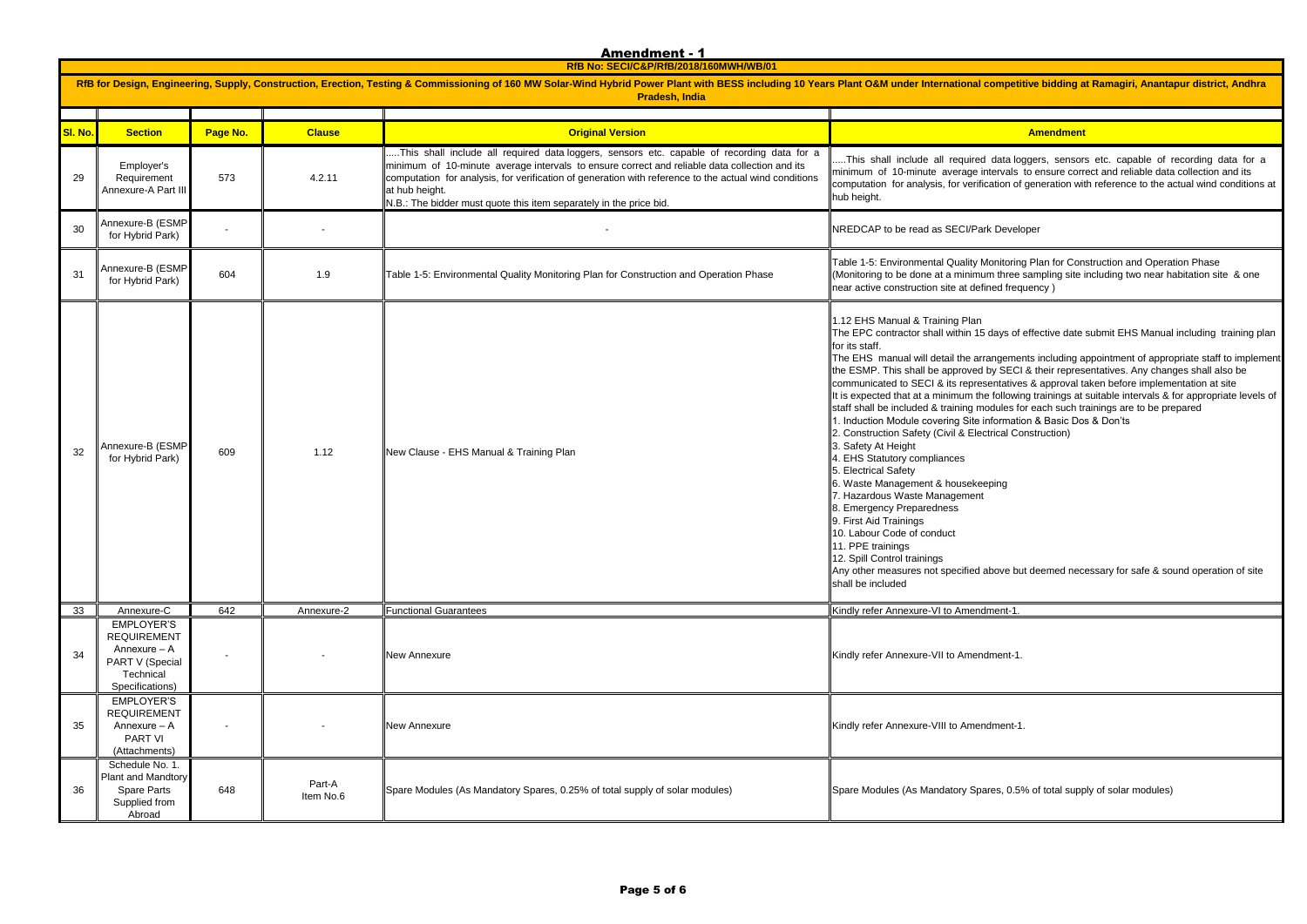# Amendment - 1

**RfB No: SECI/C&P/RfB/2018/160MWH/WB/01**

**RfB for Design, Engineering, Supply, Construction, Erection, Testing & Commissioning of 160 MW Solar-Wind Hybrid Power Plant with BESS including 10 Years Plant O&M under International competitive bidding at Ramagiri, Anantapur district, Andhra Pradesh, India**

| Sl. No. | Section | Page No. | Clause | Original Version | Amendment |
|---|---|---|---|---|---|
| 29 | Employer's Requirement Annexure-A Part III | 573 | 4.2.11 | .....This shall include all required data loggers, sensors etc. capable of recording data for a minimum of 10-minute average intervals to ensure correct and reliable data collection and its computation for analysis, for verification of generation with reference to the actual wind conditions at hub height.<br>N.B.: The bidder must quote this item separately in the price bid. | .....This shall include all required data loggers, sensors etc. capable of recording data for a minimum of 10-minute average intervals to ensure correct and reliable data collection and its computation for analysis, for verification of generation with reference to the actual wind conditions at hub height. |
| 30 | Annexure-B (ESMP for Hybrid Park) | - | - | - | NREDCAP to be read as SECI/Park Developer |
| 31 | Annexure-B (ESMP for Hybrid Park) | 604 | 1.9 | Table 1-5: Environmental Quality Monitoring Plan for Construction and Operation Phase | Table 1-5: Environmental Quality Monitoring Plan for Construction and Operation Phase (Monitoring to be done at a minimum three sampling site including two near habitation site & one near active construction site at defined frequency ) |
| 32 | Annexure-B (ESMP for Hybrid Park) | 609 | 1.12 | New Clause - EHS Manual & Training Plan | 1.12 EHS Manual & Training Plan<br>The EPC contractor shall within 15 days of effective date submit EHS Manual including training plan for its staff.<br>The EHS manual will detail the arrangements including appointment of appropriate staff to implement the ESMP. This shall be approved by SECI & their representatives. Any changes shall also be communicated to SECI & its representatives & approval taken before implementation at site<br>It is expected that at a minimum the following trainings at suitable intervals & for appropriate levels of staff shall be included & training modules for each such trainings are to be prepared<br>1. Induction Module covering Site information & Basic Dos & Don'ts<br>2. Construction Safety (Civil & Electrical Construction)<br>3. Safety At Height<br>4. EHS Statutory compliances<br>5. Electrical Safety<br>6. Waste Management & housekeeping<br>7. Hazardous Waste Management<br>8. Emergency Preparedness<br>9. First Aid Trainings<br>10. Labour Code of conduct<br>11. PPE trainings<br>12. Spill Control trainings<br>Any other measures not specified above but deemed necessary for safe & sound operation of site shall be included |
| 33 | Annexure-C | 642 | Annexure-2 | Functional Guarantees | Kindly refer Annexure-VI to Amendment-1. |
| 34 | EMPLOYER'S REQUIREMENT Annexure – A PART V (Special Technical Specifications) | - | - | New Annexure | Kindly refer Annexure-VII to Amendment-1. |
| 35 | EMPLOYER'S REQUIREMENT Annexure – A PART VI (Attachments) | - | - | New Annexure | Kindly refer Annexure-VIII to Amendment-1. |
| 36 | Schedule No. 1. Plant and Mandtory Spare Parts Supplied from Abroad | 648 | Part-A Item No.6 | Spare Modules (As Mandatory Spares, 0.25% of total supply of solar modules) | Spare Modules (As Mandatory Spares, 0.5% of total supply of solar modules) |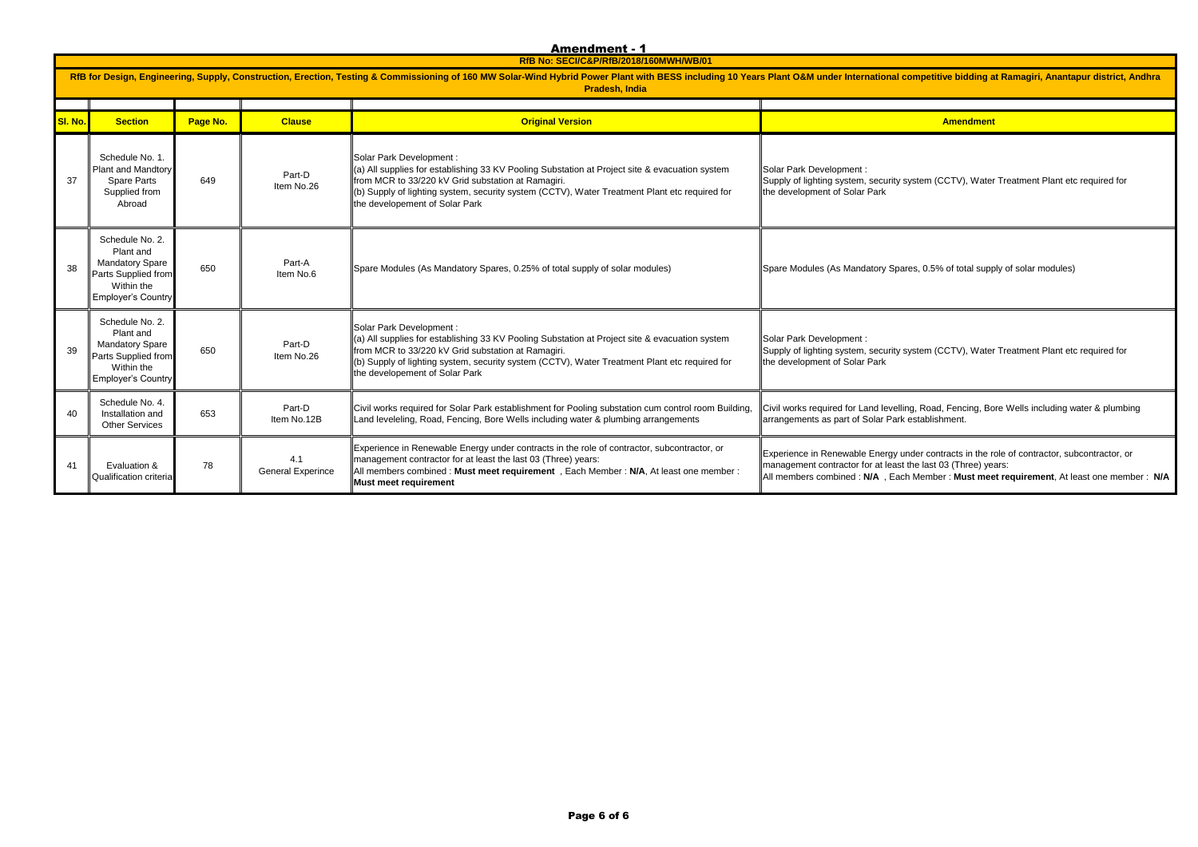# Amendment - 1

**RfB No: SECI/C&P/RfB/2018/160MWH/WB/01**

**RfB for Design, Engineering, Supply, Construction, Erection, Testing & Commissioning of 160 MW Solar-Wind Hybrid Power Plant with BESS including 10 Years Plant O&M under International competitive bidding at Ramagiri, Anantapur district, Andhra Pradesh, India**

| Sl. No. | Section | Page No. | Clause | Original Version | Amendment |
|---|---|---|---|---|---|
| 37 | Schedule No. 1. Plant and Mandtory Spare Parts Supplied from Abroad | 649 | Part-D Item No.26 | Solar Park Development :<br>(a) All supplies for establishing 33 KV Pooling Substation at Project site & evacuation system from MCR to 33/220 kV Grid substation at Ramagiri.<br>(b) Supply of lighting system, security system (CCTV), Water Treatment Plant etc required for the developement of Solar Park | Solar Park Development :<br>Supply of lighting system, security system (CCTV), Water Treatment Plant etc required for the development of Solar Park |
| 38 | Schedule No. 2. Plant and Mandatory Spare Parts Supplied from Within the Employer's Country | 650 | Part-A Item No.6 | Spare Modules (As Mandatory Spares, 0.25% of total supply of solar modules) | Spare Modules (As Mandatory Spares, 0.5% of total supply of solar modules) |
| 39 | Schedule No. 2. Plant and Mandatory Spare Parts Supplied from Within the Employer's Country | 650 | Part-D Item No.26 | Solar Park Development :<br>(a) All supplies for establishing 33 KV Pooling Substation at Project site & evacuation system from MCR to 33/220 kV Grid substation at Ramagiri.<br>(b) Supply of lighting system, security system (CCTV), Water Treatment Plant etc required for the developement of Solar Park | Solar Park Development :<br>Supply of lighting system, security system (CCTV), Water Treatment Plant etc required for the development of Solar Park |
| 40 | Schedule No. 4. Installation and Other Services | 653 | Part-D Item No.12B | Civil works required for Solar Park establishment for Pooling substation cum control room Building, Land leveleling, Road, Fencing, Bore Wells including water & plumbing arrangements | Civil works required for Land levelling, Road, Fencing, Bore Wells including water & plumbing arrangements as part of Solar Park establishment. |
| 41 | Evaluation & Qualification criteria | 78 | 4.1 General Experince | Experience in Renewable Energy under contracts in the role of contractor, subcontractor, or management contractor for at least the last 03 (Three) years:<br>All members combined : **Must meet requirement** , Each Member : **N/A**, At least one member : **Must meet requirement** | Experience in Renewable Energy under contracts in the role of contractor, subcontractor, or management contractor for at least the last 03 (Three) years:<br>All members combined : **N/A** , Each Member : **Must meet requirement**, At least one member : **N/A** |